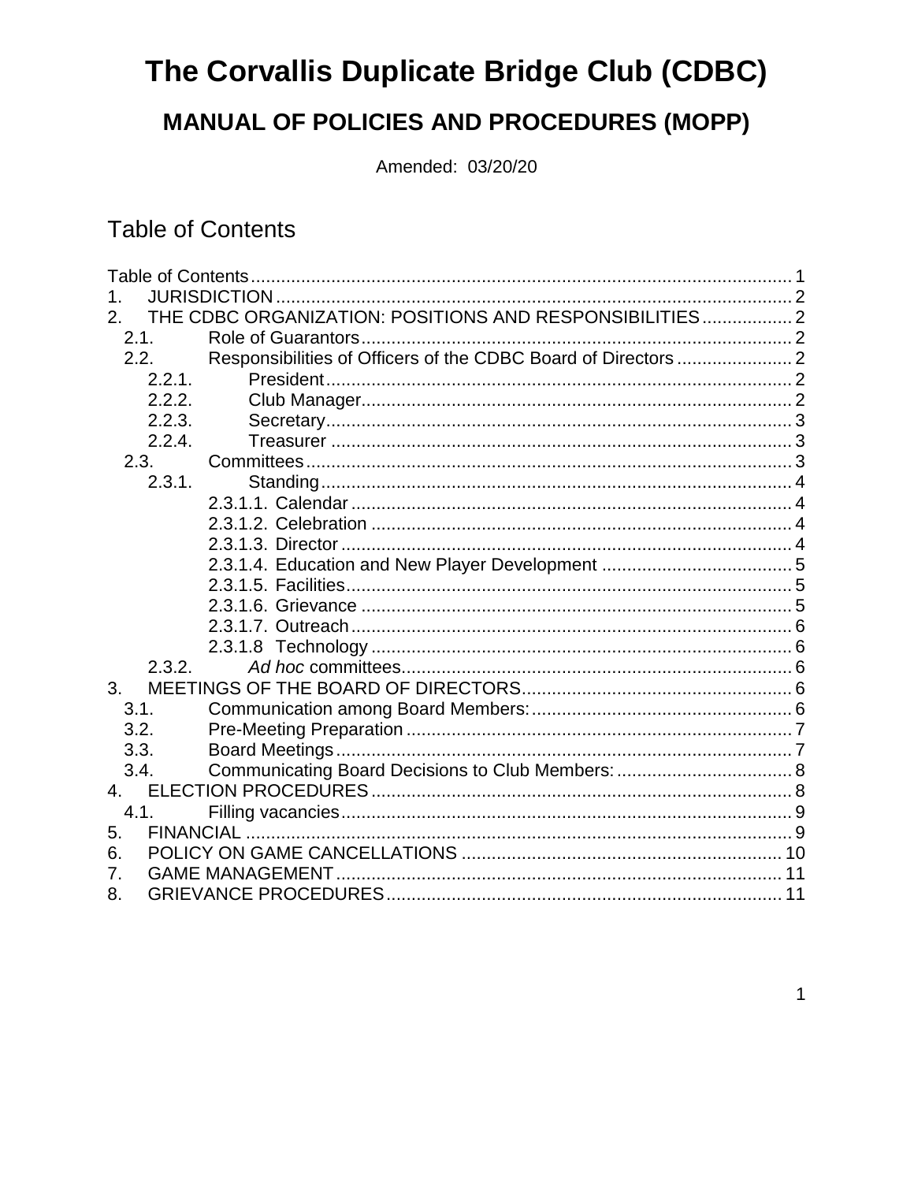# The Corvallis Duplicate Bridge Club (CDBC)

## MANUAL OF POLICIES AND PROCEDURES (MOPP)

Amended: 03/20/20

## Table of Contents

Table of Contents .......... 1
1. JURISDICTION .......... 2
2. THE CDBC ORGANIZATION: POSITIONS AND RESPONSIBILITIES .......... 2
   - 2.1. Role of Guarantors .......... 2
   - 2.2. Responsibilities of Officers of the CDBC Board of Directors .......... 2
     - 2.2.1. President .......... 2
     - 2.2.2. Club Manager .......... 2
     - 2.2.3. Secretary .......... 3
     - 2.2.4. Treasurer .......... 3
   - 2.3. Committees .......... 3
     - 2.3.1. Standing .......... 4
       - 2.3.1.1. Calendar .......... 4
       - 2.3.1.2. Celebration .......... 4
       - 2.3.1.3. Director .......... 4
       - 2.3.1.4. Education and New Player Development .......... 5
       - 2.3.1.5. Facilities .......... 5
       - 2.3.1.6. Grievance .......... 5
       - 2.3.1.7. Outreach .......... 6
       - 2.3.1.8 Technology .......... 6
     - 2.3.2. *Ad hoc* committees .......... 6
3. MEETINGS OF THE BOARD OF DIRECTORS .......... 6
   - 3.1. Communication among Board Members: .......... 6
   - 3.2. Pre-Meeting Preparation .......... 7
   - 3.3. Board Meetings .......... 7
   - 3.4. Communicating Board Decisions to Club Members: .......... 8
4. ELECTION PROCEDURES .......... 8
   - 4.1. Filling vacancies .......... 9
5. FINANCIAL .......... 9
6. POLICY ON GAME CANCELLATIONS .......... 10
7. GAME MANAGEMENT .......... 11
8. GRIEVANCE PROCEDURES .......... 11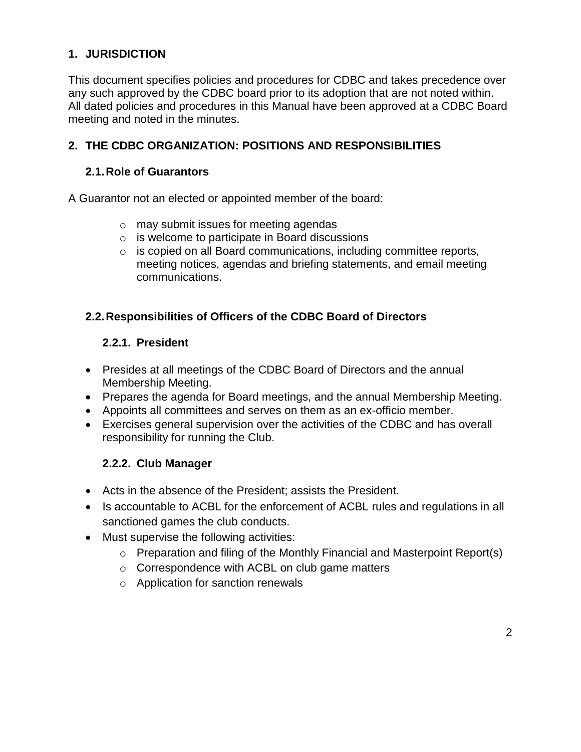## 1. JURISDICTION

This document specifies policies and procedures for CDBC and takes precedence over any such approved by the CDBC board prior to its adoption that are not noted within. All dated policies and procedures in this Manual have been approved at a CDBC Board meeting and noted in the minutes.

## 2. THE CDBC ORGANIZATION: POSITIONS AND RESPONSIBILITIES

### 2.1. Role of Guarantors

A Guarantor not an elected or appointed member of the board:

- may submit issues for meeting agendas
- is welcome to participate in Board discussions
- is copied on all Board communications, including committee reports, meeting notices, agendas and briefing statements, and email meeting communications.

### 2.2. Responsibilities of Officers of the CDBC Board of Directors

#### 2.2.1. President

- Presides at all meetings of the CDBC Board of Directors and the annual Membership Meeting.
- Prepares the agenda for Board meetings, and the annual Membership Meeting.
- Appoints all committees and serves on them as an ex-officio member.
- Exercises general supervision over the activities of the CDBC and has overall responsibility for running the Club.

#### 2.2.2. Club Manager

- Acts in the absence of the President; assists the President.
- Is accountable to ACBL for the enforcement of ACBL rules and regulations in all sanctioned games the club conducts.
- Must supervise the following activities:
  - Preparation and filing of the Monthly Financial and Masterpoint Report(s)
  - Correspondence with ACBL on club game matters
  - Application for sanction renewals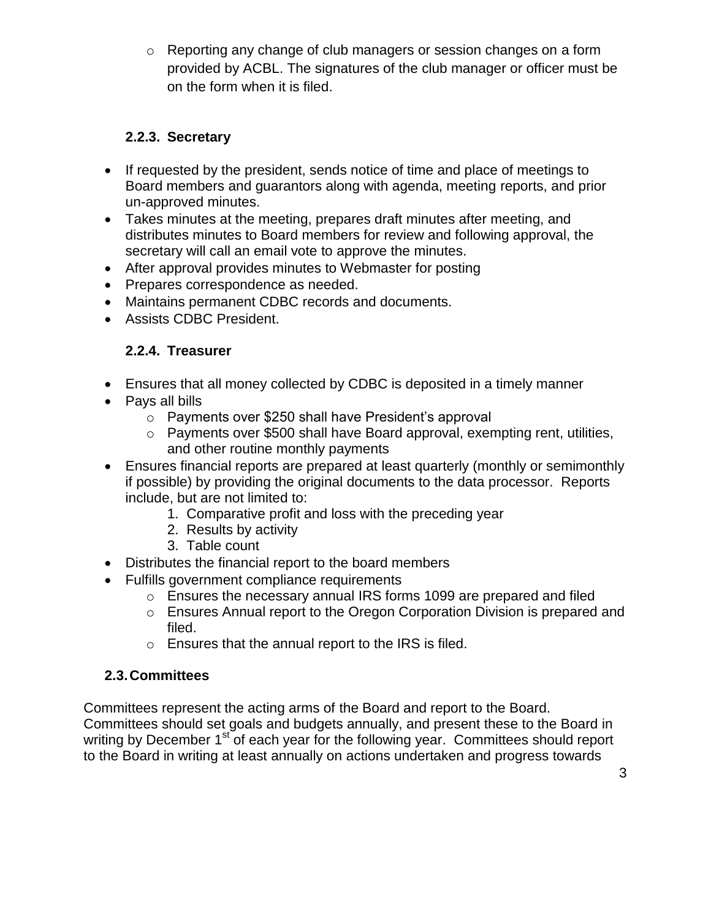- Reporting any change of club managers or session changes on a form provided by ACBL. The signatures of the club manager or officer must be on the form when it is filed.

### 2.2.3. Secretary

- If requested by the president, sends notice of time and place of meetings to Board members and guarantors along with agenda, meeting reports, and prior un-approved minutes.
- Takes minutes at the meeting, prepares draft minutes after meeting, and distributes minutes to Board members for review and following approval, the secretary will call an email vote to approve the minutes.
- After approval provides minutes to Webmaster for posting
- Prepares correspondence as needed.
- Maintains permanent CDBC records and documents.
- Assists CDBC President.

### 2.2.4. Treasurer

- Ensures that all money collected by CDBC is deposited in a timely manner
- Pays all bills
  - Payments over $250 shall have President's approval
  - Payments over $500 shall have Board approval, exempting rent, utilities, and other routine monthly payments
- Ensures financial reports are prepared at least quarterly (monthly or semimonthly if possible) by providing the original documents to the data processor. Reports include, but are not limited to:
  1. Comparative profit and loss with the preceding year
  2. Results by activity
  3. Table count
- Distributes the financial report to the board members
- Fulfills government compliance requirements
  - Ensures the necessary annual IRS forms 1099 are prepared and filed
  - Ensures Annual report to the Oregon Corporation Division is prepared and filed.
  - Ensures that the annual report to the IRS is filed.

## 2.3. Committees

Committees represent the acting arms of the Board and report to the Board. Committees should set goals and budgets annually, and present these to the Board in writing by December 1st of each year for the following year. Committees should report to the Board in writing at least annually on actions undertaken and progress towards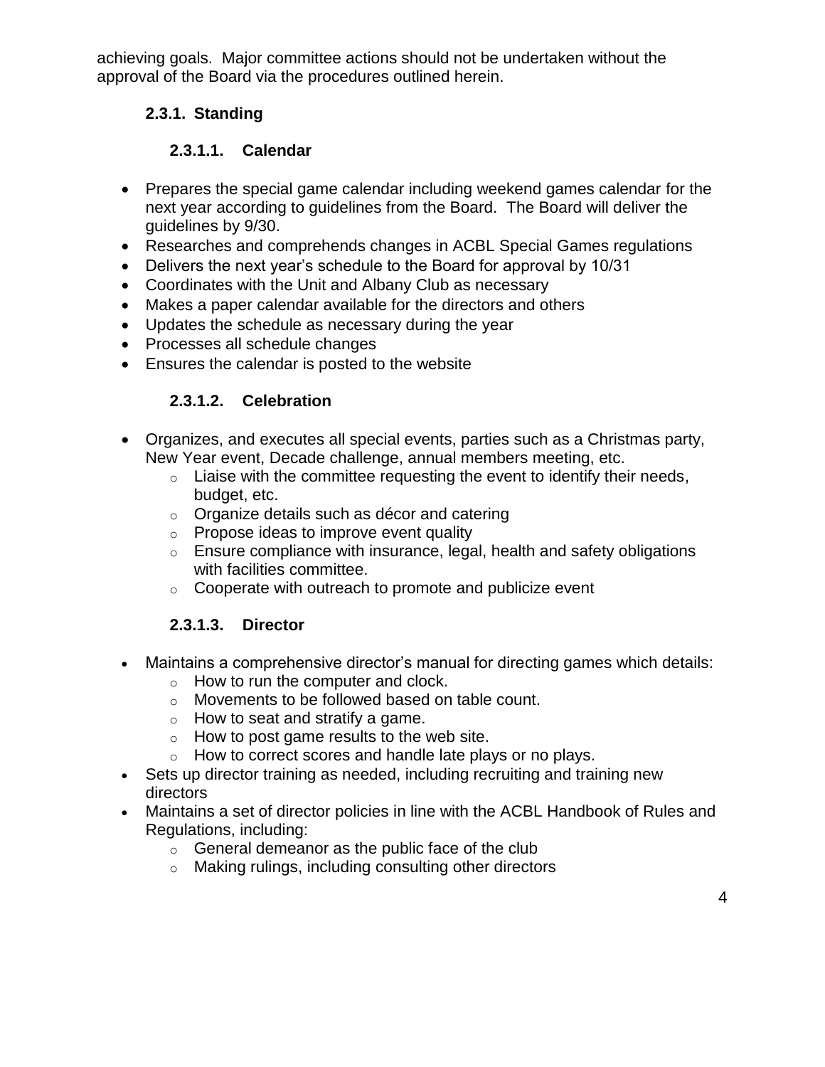achieving goals. Major committee actions should not be undertaken without the approval of the Board via the procedures outlined herein.

### 2.3.1. Standing

#### 2.3.1.1. Calendar

- Prepares the special game calendar including weekend games calendar for the next year according to guidelines from the Board. The Board will deliver the guidelines by 9/30.
- Researches and comprehends changes in ACBL Special Games regulations
- Delivers the next year's schedule to the Board for approval by 10/31
- Coordinates with the Unit and Albany Club as necessary
- Makes a paper calendar available for the directors and others
- Updates the schedule as necessary during the year
- Processes all schedule changes
- Ensures the calendar is posted to the website

#### 2.3.1.2. Celebration

- Organizes, and executes all special events, parties such as a Christmas party, New Year event, Decade challenge, annual members meeting, etc.
  - Liaise with the committee requesting the event to identify their needs, budget, etc.
  - Organize details such as décor and catering
  - Propose ideas to improve event quality
  - Ensure compliance with insurance, legal, health and safety obligations with facilities committee.
  - Cooperate with outreach to promote and publicize event

#### 2.3.1.3. Director

- Maintains a comprehensive director's manual for directing games which details:
  - How to run the computer and clock.
  - Movements to be followed based on table count.
  - How to seat and stratify a game.
  - How to post game results to the web site.
  - How to correct scores and handle late plays or no plays.
- Sets up director training as needed, including recruiting and training new directors
- Maintains a set of director policies in line with the ACBL Handbook of Rules and Regulations, including:
  - General demeanor as the public face of the club
  - Making rulings, including consulting other directors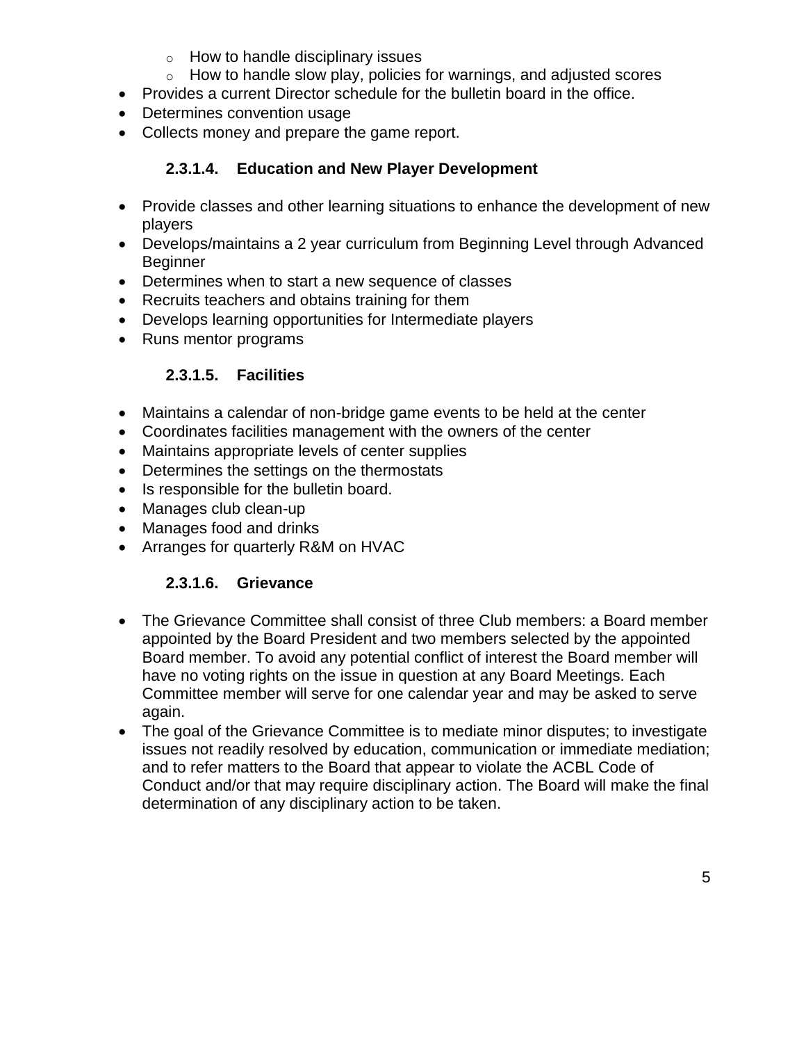- How to handle disciplinary issues
    - How to handle slow play, policies for warnings, and adjusted scores
- Provides a current Director schedule for the bulletin board in the office.
- Determines convention usage
- Collects money and prepare the game report.

#### 2.3.1.4. Education and New Player Development

- Provide classes and other learning situations to enhance the development of new players
- Develops/maintains a 2 year curriculum from Beginning Level through Advanced Beginner
- Determines when to start a new sequence of classes
- Recruits teachers and obtains training for them
- Develops learning opportunities for Intermediate players
- Runs mentor programs

#### 2.3.1.5. Facilities

- Maintains a calendar of non-bridge game events to be held at the center
- Coordinates facilities management with the owners of the center
- Maintains appropriate levels of center supplies
- Determines the settings on the thermostats
- Is responsible for the bulletin board.
- Manages club clean-up
- Manages food and drinks
- Arranges for quarterly R&M on HVAC

#### 2.3.1.6. Grievance

- The Grievance Committee shall consist of three Club members: a Board member appointed by the Board President and two members selected by the appointed Board member. To avoid any potential conflict of interest the Board member will have no voting rights on the issue in question at any Board Meetings. Each Committee member will serve for one calendar year and may be asked to serve again.
- The goal of the Grievance Committee is to mediate minor disputes; to investigate issues not readily resolved by education, communication or immediate mediation; and to refer matters to the Board that appear to violate the ACBL Code of Conduct and/or that may require disciplinary action. The Board will make the final determination of any disciplinary action to be taken.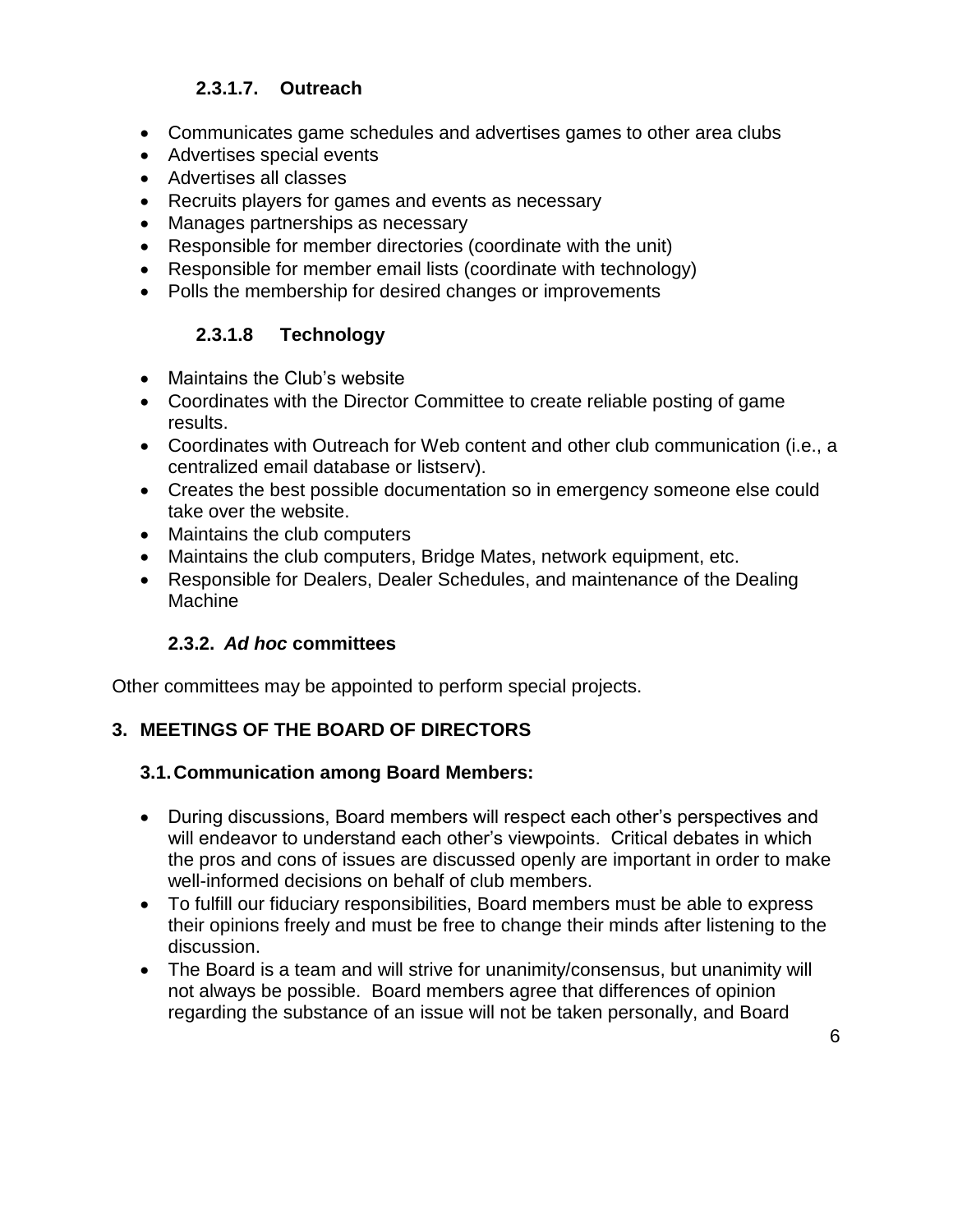#### 2.3.1.7. Outreach

- Communicates game schedules and advertises games to other area clubs
- Advertises special events
- Advertises all classes
- Recruits players for games and events as necessary
- Manages partnerships as necessary
- Responsible for member directories (coordinate with the unit)
- Responsible for member email lists (coordinate with technology)
- Polls the membership for desired changes or improvements

#### 2.3.1.8 Technology

- Maintains the Club's website
- Coordinates with the Director Committee to create reliable posting of game results.
- Coordinates with Outreach for Web content and other club communication (i.e., a centralized email database or listserv).
- Creates the best possible documentation so in emergency someone else could take over the website.
- Maintains the club computers
- Maintains the club computers, Bridge Mates, network equipment, etc.
- Responsible for Dealers, Dealer Schedules, and maintenance of the Dealing Machine

### 2.3.2. *Ad hoc* committees

Other committees may be appointed to perform special projects.

## 3. MEETINGS OF THE BOARD OF DIRECTORS

### 3.1. Communication among Board Members:

- During discussions, Board members will respect each other's perspectives and will endeavor to understand each other's viewpoints. Critical debates in which the pros and cons of issues are discussed openly are important in order to make well-informed decisions on behalf of club members.
- To fulfill our fiduciary responsibilities, Board members must be able to express their opinions freely and must be free to change their minds after listening to the discussion.
- The Board is a team and will strive for unanimity/consensus, but unanimity will not always be possible. Board members agree that differences of opinion regarding the substance of an issue will not be taken personally, and Board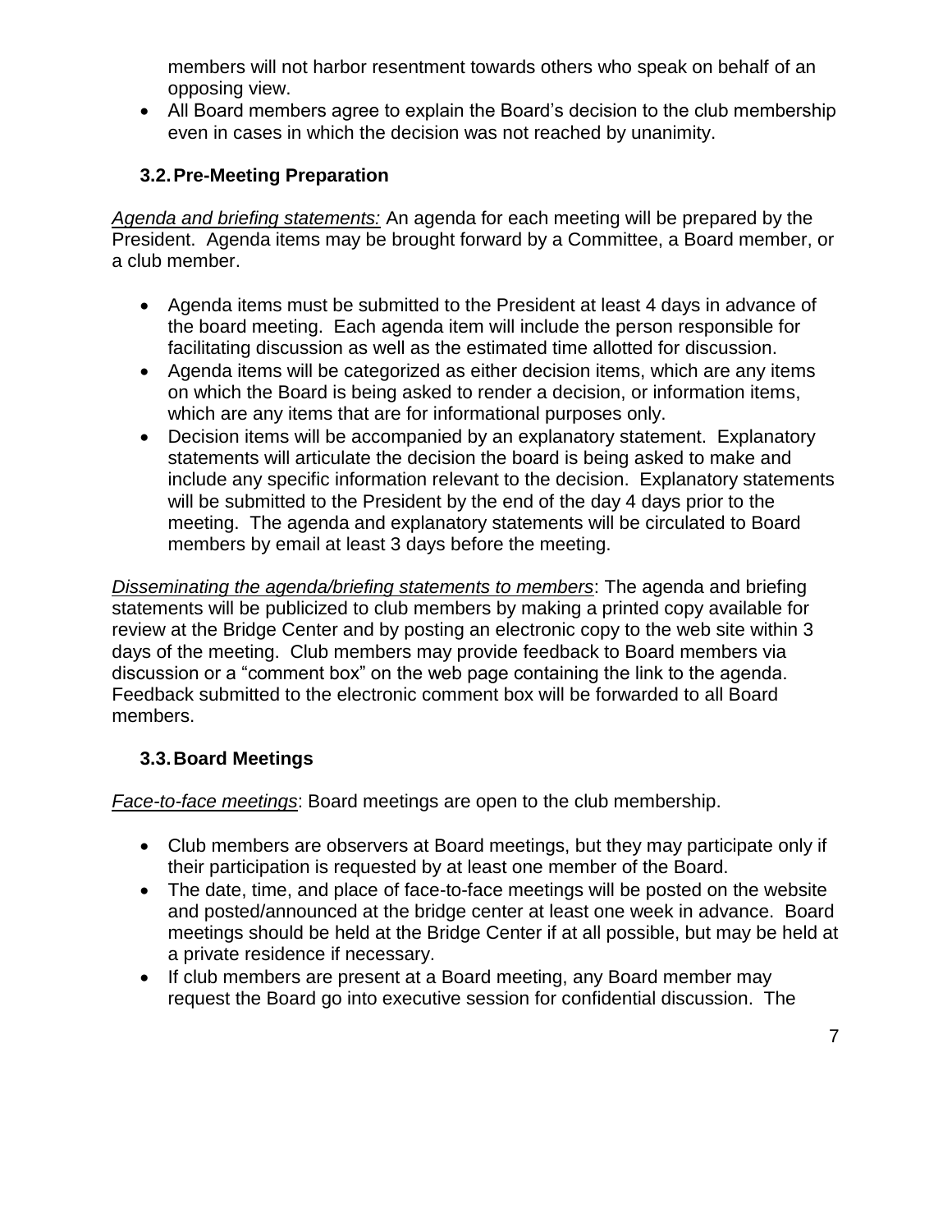members will not harbor resentment towards others who speak on behalf of an opposing view.

- All Board members agree to explain the Board's decision to the club membership even in cases in which the decision was not reached by unanimity.

### 3.2. Pre-Meeting Preparation

*__Agenda and briefing statements:__* An agenda for each meeting will be prepared by the President. Agenda items may be brought forward by a Committee, a Board member, or a club member.

- Agenda items must be submitted to the President at least 4 days in advance of the board meeting. Each agenda item will include the person responsible for facilitating discussion as well as the estimated time allotted for discussion.
- Agenda items will be categorized as either decision items, which are any items on which the Board is being asked to render a decision, or information items, which are any items that are for informational purposes only.
- Decision items will be accompanied by an explanatory statement. Explanatory statements will articulate the decision the board is being asked to make and include any specific information relevant to the decision. Explanatory statements will be submitted to the President by the end of the day 4 days prior to the meeting. The agenda and explanatory statements will be circulated to Board members by email at least 3 days before the meeting.

*__Disseminating the agenda/briefing statements to members__*: The agenda and briefing statements will be publicized to club members by making a printed copy available for review at the Bridge Center and by posting an electronic copy to the web site within 3 days of the meeting. Club members may provide feedback to Board members via discussion or a "comment box" on the web page containing the link to the agenda. Feedback submitted to the electronic comment box will be forwarded to all Board members.

### 3.3. Board Meetings

*__Face-to-face meetings__*: Board meetings are open to the club membership.

- Club members are observers at Board meetings, but they may participate only if their participation is requested by at least one member of the Board.
- The date, time, and place of face-to-face meetings will be posted on the website and posted/announced at the bridge center at least one week in advance. Board meetings should be held at the Bridge Center if at all possible, but may be held at a private residence if necessary.
- If club members are present at a Board meeting, any Board member may request the Board go into executive session for confidential discussion. The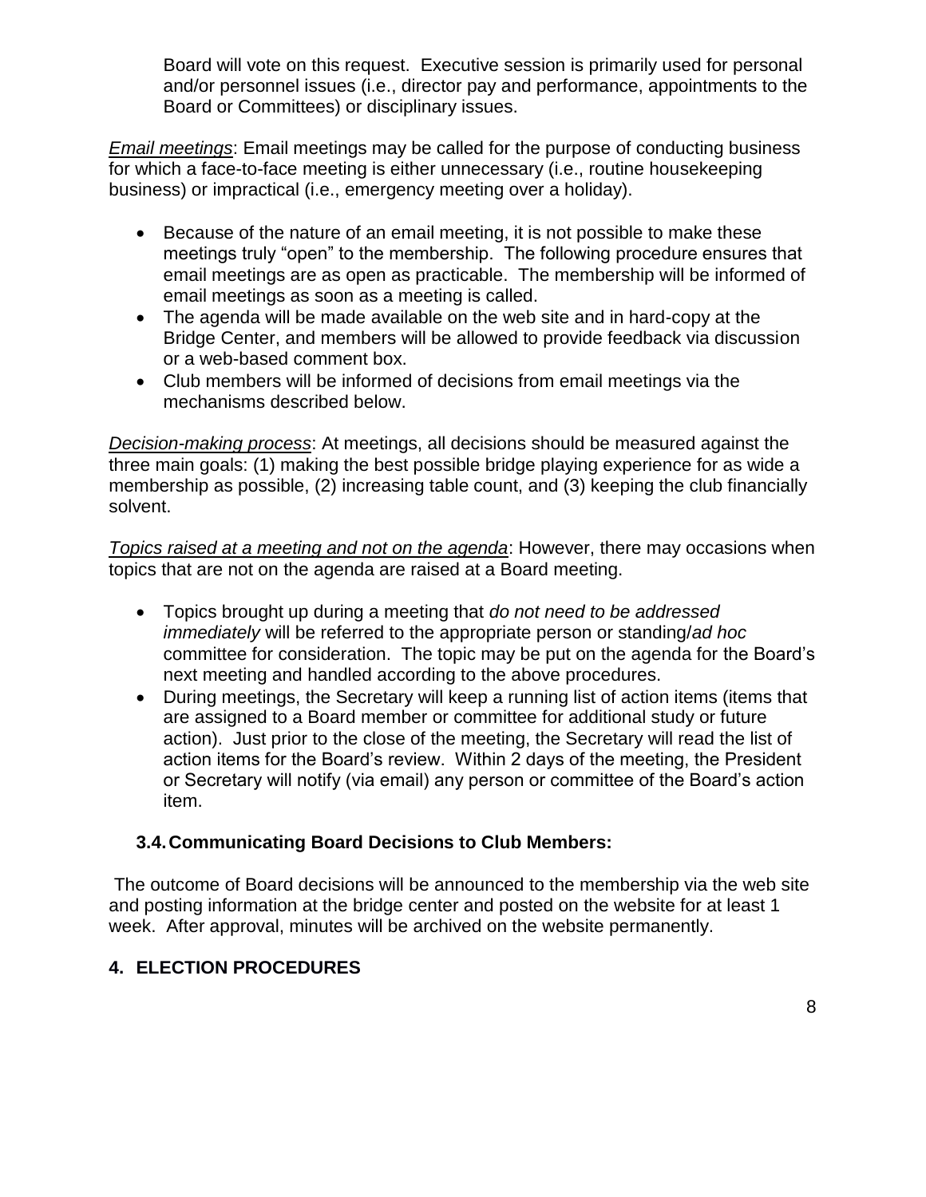Board will vote on this request. Executive session is primarily used for personal and/or personnel issues (i.e., director pay and performance, appointments to the Board or Committees) or disciplinary issues.

*Email meetings*: Email meetings may be called for the purpose of conducting business for which a face-to-face meeting is either unnecessary (i.e., routine housekeeping business) or impractical (i.e., emergency meeting over a holiday).

- Because of the nature of an email meeting, it is not possible to make these meetings truly "open" to the membership. The following procedure ensures that email meetings are as open as practicable. The membership will be informed of email meetings as soon as a meeting is called.
- The agenda will be made available on the web site and in hard-copy at the Bridge Center, and members will be allowed to provide feedback via discussion or a web-based comment box.
- Club members will be informed of decisions from email meetings via the mechanisms described below.

*Decision-making process*: At meetings, all decisions should be measured against the three main goals: (1) making the best possible bridge playing experience for as wide a membership as possible, (2) increasing table count, and (3) keeping the club financially solvent.

*Topics raised at a meeting and not on the agenda*: However, there may occasions when topics that are not on the agenda are raised at a Board meeting.

- Topics brought up during a meeting that *do not need to be addressed immediately* will be referred to the appropriate person or standing/*ad hoc* committee for consideration. The topic may be put on the agenda for the Board's next meeting and handled according to the above procedures.
- During meetings, the Secretary will keep a running list of action items (items that are assigned to a Board member or committee for additional study or future action). Just prior to the close of the meeting, the Secretary will read the list of action items for the Board's review. Within 2 days of the meeting, the President or Secretary will notify (via email) any person or committee of the Board's action item.

### 3.4. Communicating Board Decisions to Club Members:

The outcome of Board decisions will be announced to the membership via the web site and posting information at the bridge center and posted on the website for at least 1 week. After approval, minutes will be archived on the website permanently.

## 4. ELECTION PROCEDURES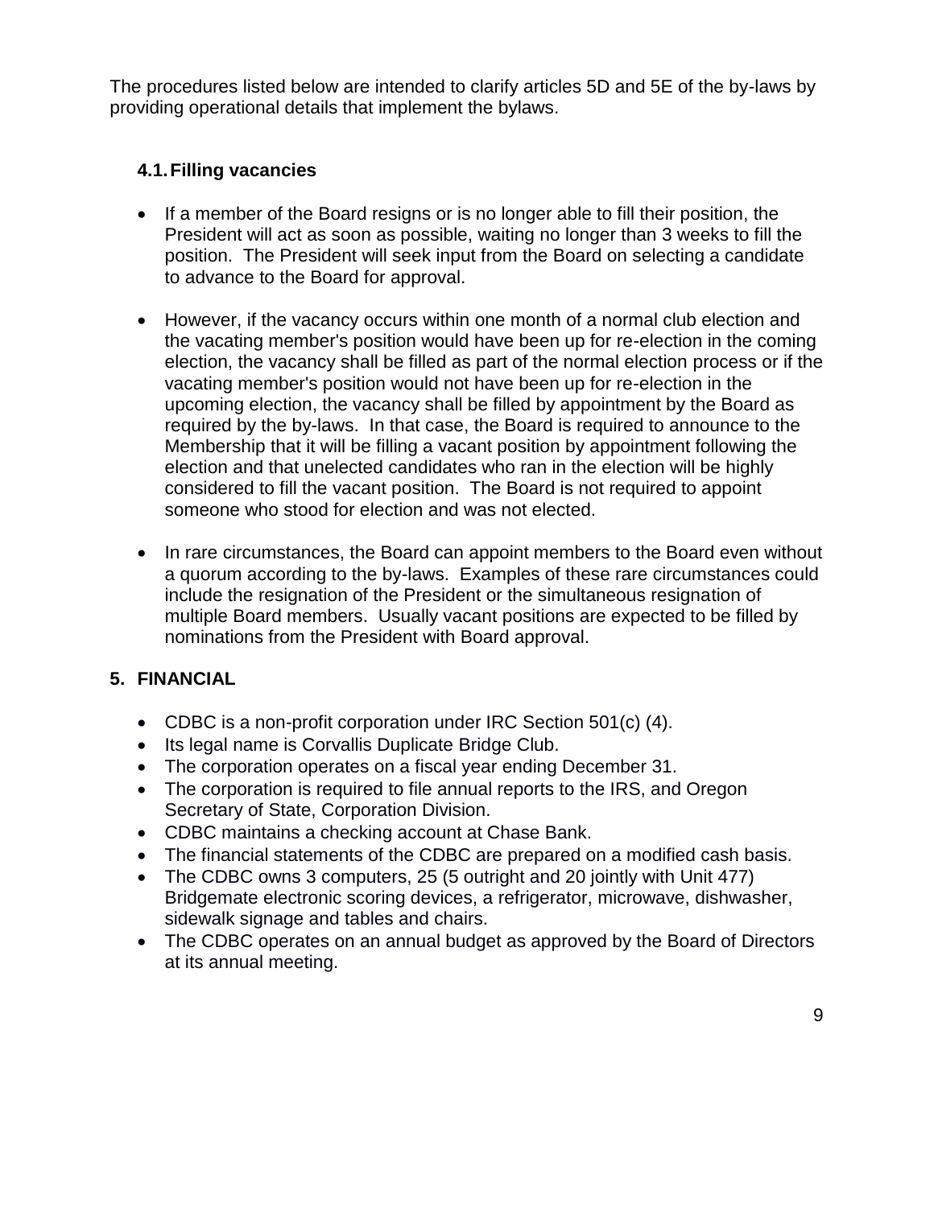The procedures listed below are intended to clarify articles 5D and 5E of the by-laws by providing operational details that implement the bylaws.

### 4.1. Filling vacancies

- If a member of the Board resigns or is no longer able to fill their position, the President will act as soon as possible, waiting no longer than 3 weeks to fill the position. The President will seek input from the Board on selecting a candidate to advance to the Board for approval.

- However, if the vacancy occurs within one month of a normal club election and the vacating member's position would have been up for re-election in the coming election, the vacancy shall be filled as part of the normal election process or if the vacating member's position would not have been up for re-election in the upcoming election, the vacancy shall be filled by appointment by the Board as required by the by-laws. In that case, the Board is required to announce to the Membership that it will be filling a vacant position by appointment following the election and that unelected candidates who ran in the election will be highly considered to fill the vacant position. The Board is not required to appoint someone who stood for election and was not elected.

- In rare circumstances, the Board can appoint members to the Board even without a quorum according to the by-laws. Examples of these rare circumstances could include the resignation of the President or the simultaneous resignation of multiple Board members. Usually vacant positions are expected to be filled by nominations from the President with Board approval.

## 5. FINANCIAL

- CDBC is a non-profit corporation under IRC Section 501(c) (4).
- Its legal name is Corvallis Duplicate Bridge Club.
- The corporation operates on a fiscal year ending December 31.
- The corporation is required to file annual reports to the IRS, and Oregon Secretary of State, Corporation Division.
- CDBC maintains a checking account at Chase Bank.
- The financial statements of the CDBC are prepared on a modified cash basis.
- The CDBC owns 3 computers, 25 (5 outright and 20 jointly with Unit 477) Bridgemate electronic scoring devices, a refrigerator, microwave, dishwasher, sidewalk signage and tables and chairs.
- The CDBC operates on an annual budget as approved by the Board of Directors at its annual meeting.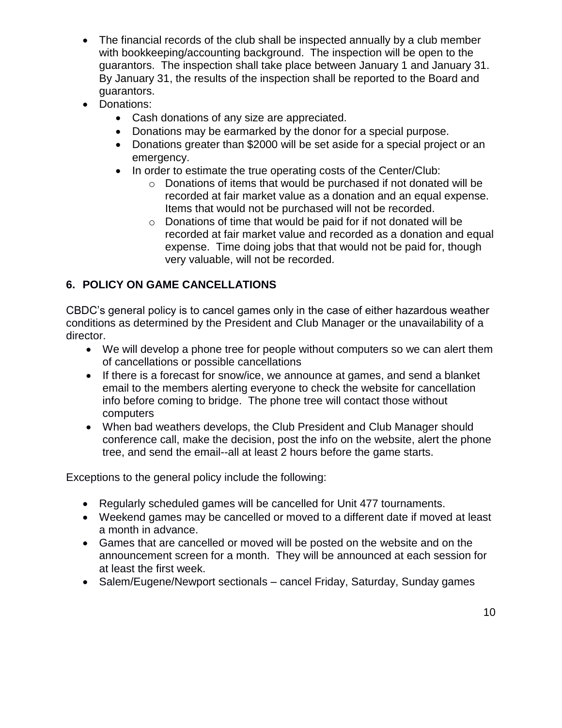- The financial records of the club shall be inspected annually by a club member with bookkeeping/accounting background. The inspection will be open to the guarantors. The inspection shall take place between January 1 and January 31. By January 31, the results of the inspection shall be reported to the Board and guarantors.
- Donations:
  - Cash donations of any size are appreciated.
  - Donations may be earmarked by the donor for a special purpose.
  - Donations greater than $2000 will be set aside for a special project or an emergency.
  - In order to estimate the true operating costs of the Center/Club:
    - Donations of items that would be purchased if not donated will be recorded at fair market value as a donation and an equal expense. Items that would not be purchased will not be recorded.
    - Donations of time that would be paid for if not donated will be recorded at fair market value and recorded as a donation and equal expense. Time doing jobs that that would not be paid for, though very valuable, will not be recorded.

## 6. POLICY ON GAME CANCELLATIONS

CBDC's general policy is to cancel games only in the case of either hazardous weather conditions as determined by the President and Club Manager or the unavailability of a director.

- We will develop a phone tree for people without computers so we can alert them of cancellations or possible cancellations
- If there is a forecast for snow/ice, we announce at games, and send a blanket email to the members alerting everyone to check the website for cancellation info before coming to bridge. The phone tree will contact those without computers
- When bad weathers develops, the Club President and Club Manager should conference call, make the decision, post the info on the website, alert the phone tree, and send the email--all at least 2 hours before the game starts.

Exceptions to the general policy include the following:

- Regularly scheduled games will be cancelled for Unit 477 tournaments.
- Weekend games may be cancelled or moved to a different date if moved at least a month in advance.
- Games that are cancelled or moved will be posted on the website and on the announcement screen for a month. They will be announced at each session for at least the first week.
- Salem/Eugene/Newport sectionals – cancel Friday, Saturday, Sunday games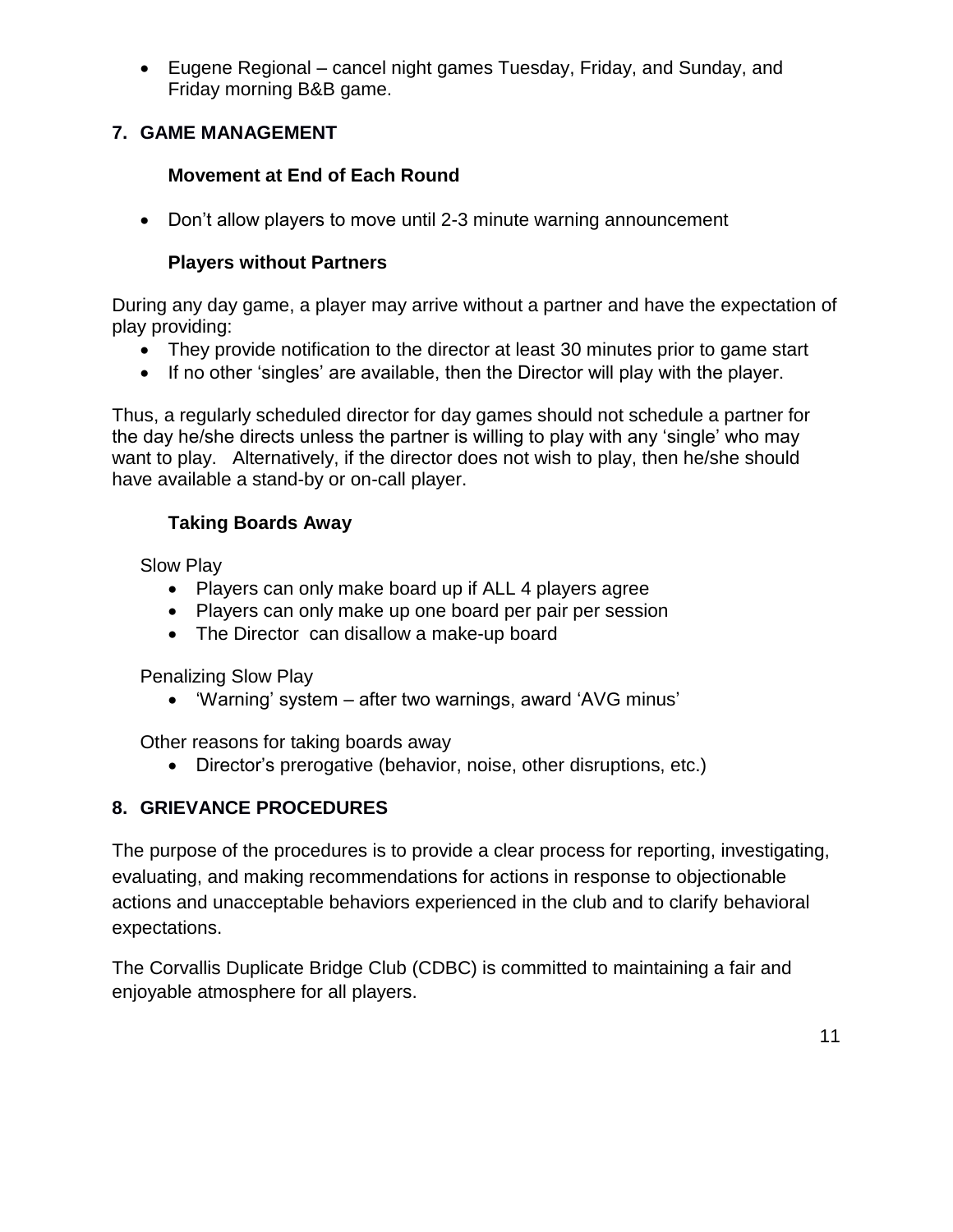- Eugene Regional – cancel night games Tuesday, Friday, and Sunday, and Friday morning B&B game.

## 7. GAME MANAGEMENT

### Movement at End of Each Round

- Don't allow players to move until 2-3 minute warning announcement

### Players without Partners

During any day game, a player may arrive without a partner and have the expectation of play providing:

- They provide notification to the director at least 30 minutes prior to game start
- If no other 'singles' are available, then the Director will play with the player.

Thus, a regularly scheduled director for day games should not schedule a partner for the day he/she directs unless the partner is willing to play with any 'single' who may want to play. Alternatively, if the director does not wish to play, then he/she should have available a stand-by or on-call player.

### Taking Boards Away

Slow Play

- Players can only make board up if ALL 4 players agree
- Players can only make up one board per pair per session
- The Director can disallow a make-up board

Penalizing Slow Play

- 'Warning' system – after two warnings, award 'AVG minus'

Other reasons for taking boards away

- Director's prerogative (behavior, noise, other disruptions, etc.)

## 8. GRIEVANCE PROCEDURES

The purpose of the procedures is to provide a clear process for reporting, investigating, evaluating, and making recommendations for actions in response to objectionable actions and unacceptable behaviors experienced in the club and to clarify behavioral expectations.

The Corvallis Duplicate Bridge Club (CDBC) is committed to maintaining a fair and enjoyable atmosphere for all players.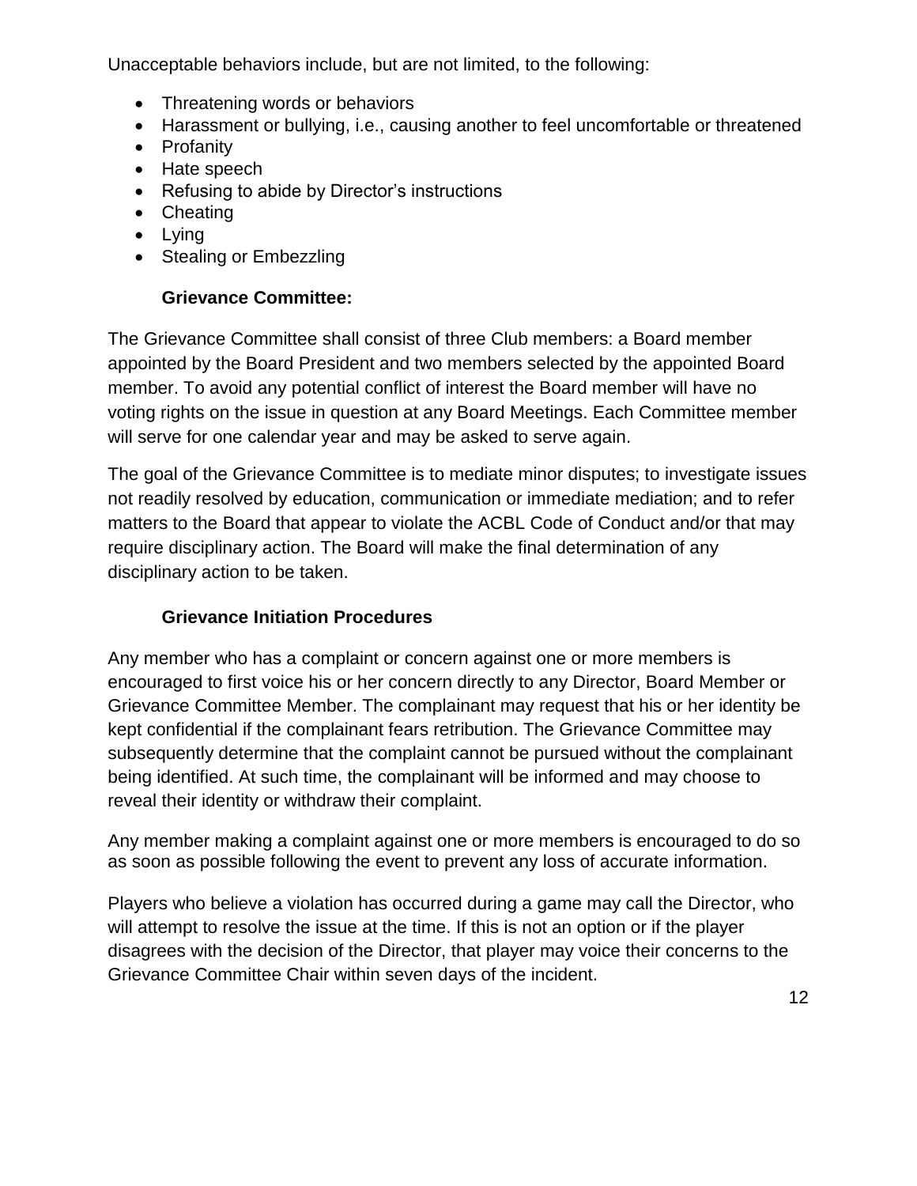Unacceptable behaviors include, but are not limited, to the following:

- Threatening words or behaviors
- Harassment or bullying, i.e., causing another to feel uncomfortable or threatened
- Profanity
- Hate speech
- Refusing to abide by Director's instructions
- Cheating
- Lying
- Stealing or Embezzling

### Grievance Committee:

The Grievance Committee shall consist of three Club members: a Board member appointed by the Board President and two members selected by the appointed Board member. To avoid any potential conflict of interest the Board member will have no voting rights on the issue in question at any Board Meetings. Each Committee member will serve for one calendar year and may be asked to serve again.

The goal of the Grievance Committee is to mediate minor disputes; to investigate issues not readily resolved by education, communication or immediate mediation; and to refer matters to the Board that appear to violate the ACBL Code of Conduct and/or that may require disciplinary action. The Board will make the final determination of any disciplinary action to be taken.

### Grievance Initiation Procedures

Any member who has a complaint or concern against one or more members is encouraged to first voice his or her concern directly to any Director, Board Member or Grievance Committee Member. The complainant may request that his or her identity be kept confidential if the complainant fears retribution. The Grievance Committee may subsequently determine that the complaint cannot be pursued without the complainant being identified. At such time, the complainant will be informed and may choose to reveal their identity or withdraw their complaint.

Any member making a complaint against one or more members is encouraged to do so as soon as possible following the event to prevent any loss of accurate information.

Players who believe a violation has occurred during a game may call the Director, who will attempt to resolve the issue at the time. If this is not an option or if the player disagrees with the decision of the Director, that player may voice their concerns to the Grievance Committee Chair within seven days of the incident.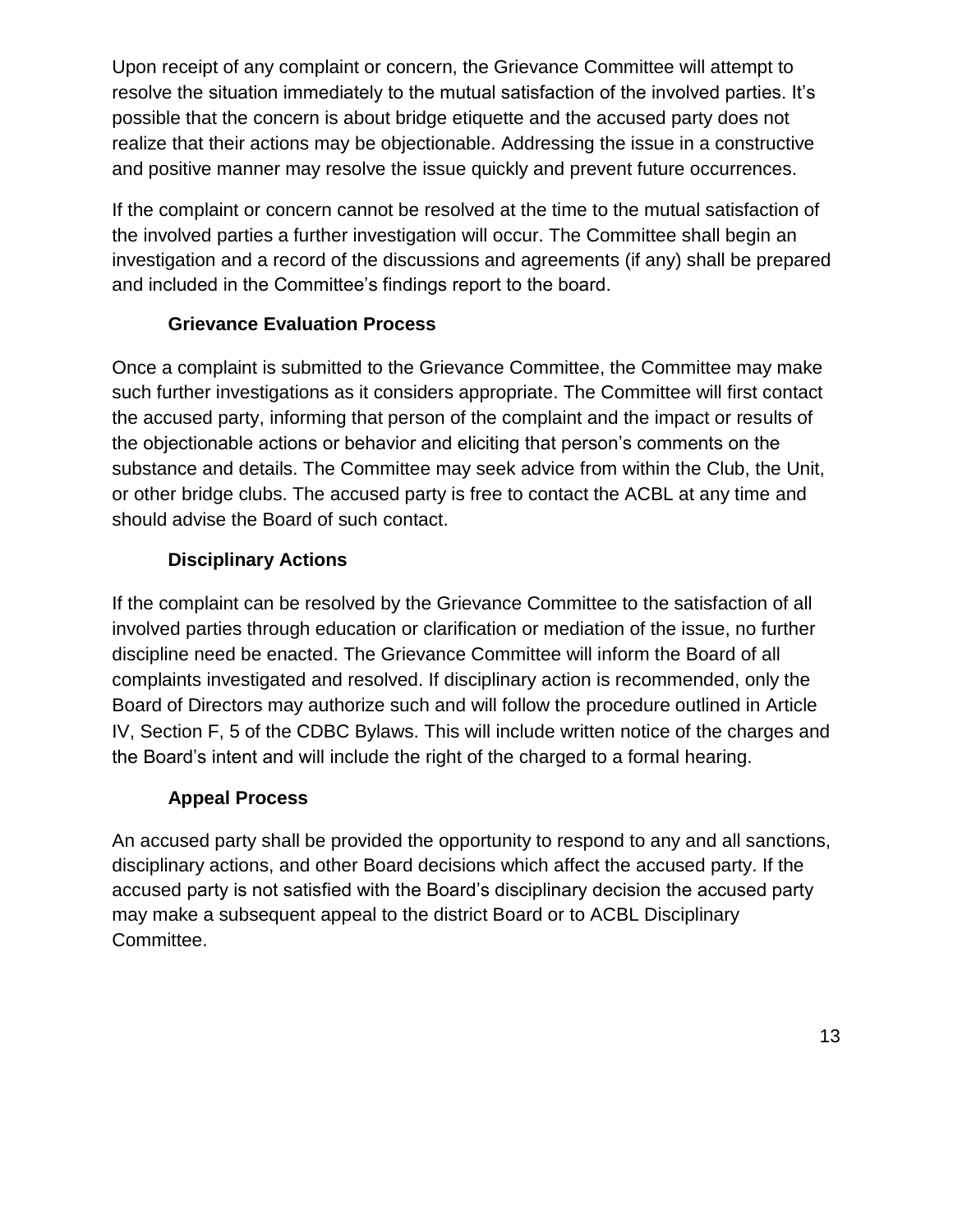Upon receipt of any complaint or concern, the Grievance Committee will attempt to resolve the situation immediately to the mutual satisfaction of the involved parties. It's possible that the concern is about bridge etiquette and the accused party does not realize that their actions may be objectionable. Addressing the issue in a constructive and positive manner may resolve the issue quickly and prevent future occurrences.

If the complaint or concern cannot be resolved at the time to the mutual satisfaction of the involved parties a further investigation will occur. The Committee shall begin an investigation and a record of the discussions and agreements (if any) shall be prepared and included in the Committee's findings report to the board.

### Grievance Evaluation Process

Once a complaint is submitted to the Grievance Committee, the Committee may make such further investigations as it considers appropriate. The Committee will first contact the accused party, informing that person of the complaint and the impact or results of the objectionable actions or behavior and eliciting that person's comments on the substance and details. The Committee may seek advice from within the Club, the Unit, or other bridge clubs. The accused party is free to contact the ACBL at any time and should advise the Board of such contact.

### Disciplinary Actions

If the complaint can be resolved by the Grievance Committee to the satisfaction of all involved parties through education or clarification or mediation of the issue, no further discipline need be enacted. The Grievance Committee will inform the Board of all complaints investigated and resolved. If disciplinary action is recommended, only the Board of Directors may authorize such and will follow the procedure outlined in Article IV, Section F, 5 of the CDBC Bylaws. This will include written notice of the charges and the Board's intent and will include the right of the charged to a formal hearing.

### Appeal Process

An accused party shall be provided the opportunity to respond to any and all sanctions, disciplinary actions, and other Board decisions which affect the accused party. If the accused party is not satisfied with the Board's disciplinary decision the accused party may make a subsequent appeal to the district Board or to ACBL Disciplinary Committee.